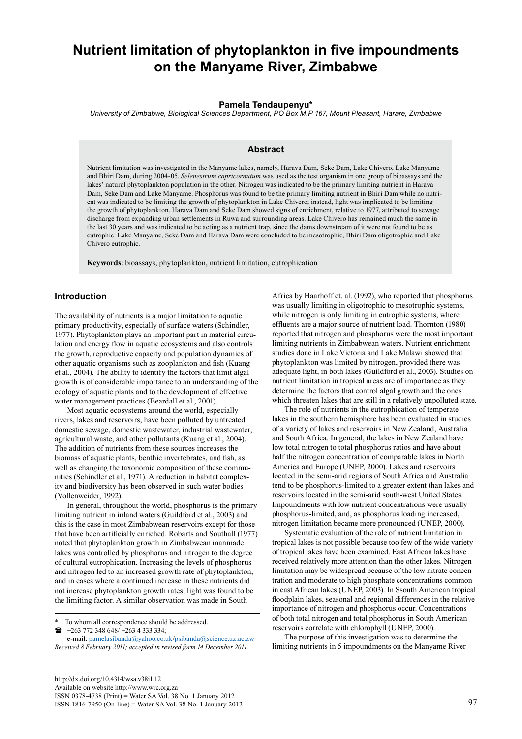# Nutrient limitation of phytoplankton in five impoundments on the Manyame River, Zimbabwe

**Pamela Tendaupenyu***

*University of Zimbabwe, Biological Sciences Department, PO Box M.P 167, Mount Pleasant, Harare, Zimbabwe*

## Abstract

Nutrient limitation was investigated in the Manyame lakes, namely, Harava Dam, Seke Dam, Lake Chivero, Lake Manyame and Bhiri Dam, during 2004-05. *Selenestrum capricornutum* was used as the test organism in one group of bioassays and the lakes' natural phytoplankton population in the other. Nitrogen was indicated to be the primary limiting nutrient in Harava Dam, Seke Dam and Lake Manyame. Phosphorus was found to be the primary limiting nutrient in Bhiri Dam while no nutrient was indicated to be limiting the growth of phytoplankton in Lake Chivero; instead, light was implicated to be limiting the growth of phytoplankton. Harava Dam and Seke Dam showed signs of enrichment, relative to 1977, attributed to sewage discharge from expanding urban settlements in Ruwa and surrounding areas. Lake Chivero has remained much the same in the last 30 years and was indicated to be acting as a nutrient trap, since the dams downstream of it were not found to be as eutrophic. Lake Manyame, Seke Dam and Harava Dam were concluded to be mesotrophic, Bhiri Dam oligotrophic and Lake Chivero eutrophic.

**Keywords**: bioassays, phytoplankton, nutrient limitation, eutrophication

## Introduction

The availability of nutrients is a major limitation to aquatic primary productivity, especially of surface waters (Schindler, 1977). Phytoplankton plays an important part in material circulation and energy flow in aquatic ecosystems and also controls the growth, reproductive capacity and population dynamics of other aquatic organisms such as zooplankton and fish (Kuang et al., 2004). The ability to identify the factors that limit algal growth is of considerable importance to an understanding of the ecology of aquatic plants and to the development of effective water management practices (Beardall et al., 2001).

Most aquatic ecosystems around the world, especially rivers, lakes and reservoirs, have been polluted by untreated domestic sewage, domestic wastewater, industrial wastewater, agricultural waste, and other pollutants (Kuang et al., 2004). The addition of nutrients from these sources increases the biomass of aquatic plants, benthic invertebrates, and fish, as well as changing the taxonomic composition of these communities (Schindler et al., 1971). A reduction in habitat complexity and biodiversity has been observed in such water bodies (Vollenweider, 1992).

In general, throughout the world, phosphorus is the primary limiting nutrient in inland waters (Guildford et al., 2003) and this is the case in most Zimbabwean reservoirs except for those that have been artificially enriched. Robarts and Southall (1977) noted that phytoplankton growth in Zimbabwean manmade lakes was controlled by phosphorus and nitrogen to the degree of cultural eutrophication. Increasing the levels of phosphorus and nitrogen led to an increased growth rate of phytoplankton, and in cases where a continued increase in these nutrients did not increase phytoplankton growth rates, light was found to be the limiting factor. A similar observation was made in South Africa by Haarhoff et. al. (1992), who reported that phosphorus was usually limiting in oligotrophic to mesotrophic systems, while nitrogen is only limiting in eutrophic systems, where effluents are a major source of nutrient load. Thornton (1980) reported that nitrogen and phosphorus were the most important limiting nutrients in Zimbabwean waters. Nutrient enrichment studies done in Lake Victoria and Lake Malawi showed that phytoplankton was limited by nitrogen, provided there was adequate light, in both lakes (Guildford et al., 2003). Studies on nutrient limitation in tropical areas are of importance as they determine the factors that control algal growth and the ones which threaten lakes that are still in a relatively unpolluted state.

The role of nutrients in the eutrophication of temperate lakes in the southern hemisphere has been evaluated in studies of a variety of lakes and reservoirs in New Zealand, Australia and South Africa. In general, the lakes in New Zealand have low total nitrogen to total phosphorus ratios and have about half the nitrogen concentration of comparable lakes in North America and Europe (UNEP, 2000). Lakes and reservoirs located in the semi-arid regions of South Africa and Australia tend to be phosphorus-limited to a greater extent than lakes and reservoirs located in the semi-arid south-west United States. Impoundments with low nutrient concentrations were usually phosphorus-limited, and, as phosphorus loading increased, nitrogen limitation became more pronounced (UNEP, 2000).

Systematic evaluation of the role of nutrient limitation in tropical lakes is not possible because too few of the wide variety of tropical lakes have been examined. East African lakes have received relatively more attention than the other lakes. Nitrogen limitation may be widespread because of the low nitrate concentration and moderate to high phosphate concentrations common in east African lakes (UNEP, 2003). In Ssouth American tropical floodplain lakes, seasonal and regional differences in the relative importance of nitrogen and phosphorus occur. Concentrations of both total nitrogen and total phosphorus in South American reservoirs correlate with chlorophyll (UNEP, 2000).

The purpose of this investigation was to determine the limiting nutrients in 5 impoundments on the Manyame River

---

\* To whom all correspondence should be addressed.
☎ +263 772 348 648/ +263 4 333 334;
e-mail: pamelasibanda@yahoo.co.uk/psibanda@science.uz.ac.zw
*Received 8 February 2011; accepted in revised form 14 December 2011.*

http://dx.doi.org/10.4314/wsa.v38i1.12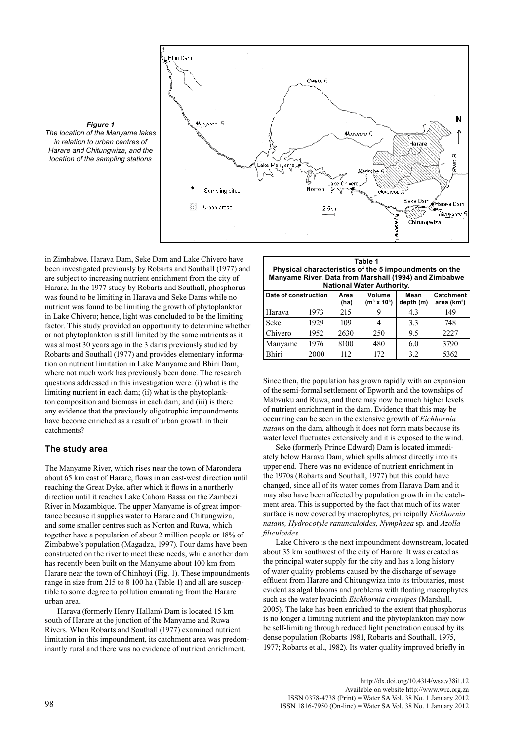*Figure 1*
*The location of the Manyame lakes in relation to urban centres of Harare and Chitungwiza, and the location of the sampling stations*

in Zimbabwe. Harava Dam, Seke Dam and Lake Chivero have been investigated previously by Robarts and Southall (1977) and are subject to increasing nutrient enrichment from the city of Harare, In the 1977 study by Robarts and Southall, phosphorus was found to be limiting in Harava and Seke Dams while no nutrient was found to be limiting the growth of phytoplankton in Lake Chivero; hence, light was concluded to be the limiting factor. This study provided an opportunity to determine whether or not phytoplankton is still limited by the same nutrients as it was almost 30 years ago in the 3 dams previously studied by Robarts and Southall (1977) and provides elementary information on nutrient limitation in Lake Manyame and Bhiri Dam, where not much work has previously been done. The research questions addressed in this investigation were: (i) what is the limiting nutrient in each dam; (ii) what is the phytoplankton composition and biomass in each dam; and (iii) is there any evidence that the previously oligotrophic impoundments have become enriched as a result of urban growth in their catchments?

**Table 1**
**Physical characteristics of the 5 impoundments on the Manyame River. Data from Marshall (1994) and Zimbabwe National Water Authority.**

| Date of construction | | Area (ha) | Volume ($m^3 \times 10^6$) | Mean depth (m) | Catchment area ($km^2$) |
|---|---|---|---|---|---|
| Harava | 1973 | 215 | 9 | 4.3 | 149 |
| Seke | 1929 | 109 | 4 | 3.3 | 748 |
| Chivero | 1952 | 2630 | 250 | 9.5 | 2227 |
| Manyame | 1976 | 8100 | 480 | 6.0 | 3790 |
| Bhiri | 2000 | 112 | 172 | 3.2 | 5362 |

## The study area

The Manyame River, which rises near the town of Marondera about 65 km east of Harare, flows in an east-west direction until reaching the Great Dyke, after which it flows in a northerly direction until it reaches Lake Cahora Bassa on the Zambezi River in Mozambique. The upper Manyame is of great importance because it supplies water to Harare and Chitungwiza, and some smaller centres such as Norton and Ruwa, which together have a population of about 2 million people or 18% of Zimbabwe's population (Magadza, 1997). Four dams have been constructed on the river to meet these needs, while another dam has recently been built on the Manyame about 100 km from Harare near the town of Chinhoyi (Fig. 1). These impoundments range in size from 215 to 8 100 ha (Table 1) and all are susceptible to some degree to pollution emanating from the Harare urban area.

Harava (formerly Henry Hallam) Dam is located 15 km south of Harare at the junction of the Manyame and Ruwa Rivers. When Robarts and Southall (1977) examined nutrient limitation in this impoundment, its catchment area was predominantly rural and there was no evidence of nutrient enrichment. Since then, the population has grown rapidly with an expansion of the semi-formal settlement of Epworth and the townships of Mabvuku and Ruwa, and there may now be much higher levels of nutrient enrichment in the dam. Evidence that this may be occurring can be seen in the extensive growth of *Eichhornia natans* on the dam, although it does not form mats because its water level fluctuates extensively and it is exposed to the wind.

Seke (formerly Prince Edward) Dam is located immediately below Harava Dam, which spills almost directly into its upper end. There was no evidence of nutrient enrichment in the 1970s (Robarts and Southall, 1977) but this could have changed, since all of its water comes from Harava Dam and it may also have been affected by population growth in the catchment area. This is supported by the fact that much of its water surface is now covered by macrophytes, principally *Eichhornia natans, Hydrocotyle ranunculoides, Nymphaea* sp. and *Azolla filiculoides*.

Lake Chivero is the next impoundment downstream, located about 35 km southwest of the city of Harare. It was created as the principal water supply for the city and has a long history of water quality problems caused by the discharge of sewage effluent from Harare and Chitungwiza into its tributaries, most evident as algal blooms and problems with floating macrophytes such as the water hyacinth *Eichhornia crassipes* (Marshall, 2005). The lake has been enriched to the extent that phosphorus is no longer a limiting nutrient and the phytoplankton may now be self-limiting through reduced light penetration caused by its dense population (Robarts 1981, Robarts and Southall, 1975, 1977; Robarts et al., 1982). Its water quality improved briefly in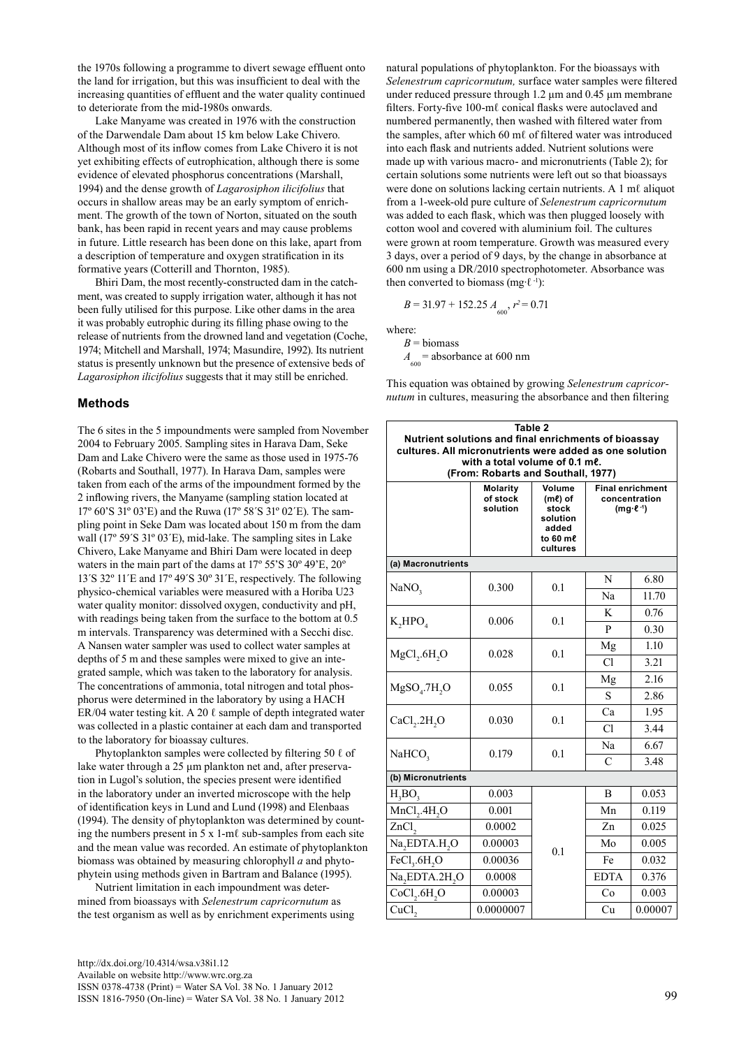the 1970s following a programme to divert sewage effluent onto the land for irrigation, but this was insufficient to deal with the increasing quantities of effluent and the water quality continued to deteriorate from the mid-1980s onwards.

Lake Manyame was created in 1976 with the construction of the Darwendale Dam about 15 km below Lake Chivero. Although most of its inflow comes from Lake Chivero it is not yet exhibiting effects of eutrophication, although there is some evidence of elevated phosphorus concentrations (Marshall, 1994) and the dense growth of *Lagarosiphon ilicifolius* that occurs in shallow areas may be an early symptom of enrichment. The growth of the town of Norton, situated on the south bank, has been rapid in recent years and may cause problems in future. Little research has been done on this lake, apart from a description of temperature and oxygen stratification in its formative years (Cotterill and Thornton, 1985).

Bhiri Dam, the most recently-constructed dam in the catchment, was created to supply irrigation water, although it has not been fully utilised for this purpose. Like other dams in the area it was probably eutrophic during its filling phase owing to the release of nutrients from the drowned land and vegetation (Coche, 1974; Mitchell and Marshall, 1974; Masundire, 1992). Its nutrient status is presently unknown but the presence of extensive beds of *Lagarosiphon ilicifolius* suggests that it may still be enriched.

## Methods

The 6 sites in the 5 impoundments were sampled from November 2004 to February 2005. Sampling sites in Harava Dam, Seke Dam and Lake Chivero were the same as those used in 1975-76 (Robarts and Southall, 1977). In Harava Dam, samples were taken from each of the arms of the impoundment formed by the 2 inflowing rivers, the Manyame (sampling station located at 17º 60'S 31º 03'E) and the Ruwa (17º 58´S 31º 02´E). The sampling point in Seke Dam was located about 150 m from the dam wall (17º 59´S 31º 03´E), mid-lake. The sampling sites in Lake Chivero, Lake Manyame and Bhiri Dam were located in deep waters in the main part of the dams at 17º 55'S 30º 49'E, 20º 13´S 32º 11´E and 17º 49´S 30º 31´E, respectively. The following physico-chemical variables were measured with a Horiba U23 water quality monitor: dissolved oxygen, conductivity and pH, with readings being taken from the surface to the bottom at 0.5 m intervals. Transparency was determined with a Secchi disc. A Nansen water sampler was used to collect water samples at depths of 5 m and these samples were mixed to give an integrated sample, which was taken to the laboratory for analysis. The concentrations of ammonia, total nitrogen and total phosphorus were determined in the laboratory by using a HACH ER/04 water testing kit. A 20 ℓ sample of depth integrated water was collected in a plastic container at each dam and transported to the laboratory for bioassay cultures.

Phytoplankton samples were collected by filtering 50 ℓ of lake water through a 25 µm plankton net and, after preservation in Lugol's solution, the species present were identified in the laboratory under an inverted microscope with the help of identification keys in Lund and Lund (1998) and Elenbaas (1994). The density of phytoplankton was determined by counting the numbers present in 5 x 1-mℓ sub-samples from each site and the mean value was recorded. An estimate of phytoplankton biomass was obtained by measuring chlorophyll *a* and phytophytein using methods given in Bartram and Balance (1995).

Nutrient limitation in each impoundment was determined from bioassays with *Selenestrum capricornutum* as the test organism as well as by enrichment experiments using natural populations of phytoplankton. For the bioassays with *Selenestrum capricornutum,* surface water samples were filtered under reduced pressure through 1.2 µm and 0.45 µm membrane filters. Forty-five 100-mℓ conical flasks were autoclaved and numbered permanently, then washed with filtered water from the samples, after which 60 mℓ of filtered water was introduced into each flask and nutrients added. Nutrient solutions were made up with various macro- and micronutrients (Table 2); for certain solutions some nutrients were left out so that bioassays were done on solutions lacking certain nutrients. A 1 mℓ aliquot from a 1-week-old pure culture of *Selenestrum capricornutum* was added to each flask, which was then plugged loosely with cotton wool and covered with aluminium foil. The cultures were grown at room temperature. Growth was measured every 3 days, over a period of 9 days, by the change in absorbance at 600 nm using a DR/2010 spectrophotometer. Absorbance was then converted to biomass (mg·ℓ⁻¹):

$$B = 31.97 + 152.25\,A_{600},\ r^2 = 0.71$$

where:
$B$ = biomass
$A_{600}$ = absorbance at 600 nm

This equation was obtained by growing *Selenestrum capricornutum* in cultures, measuring the absorbance and then filtering

**Table 2**
**Nutrient solutions and final enrichments of bioassay cultures. All micronutrients were added as one solution with a total volume of 0.1 mℓ.**
**(From: Robarts and Southall, 1977)**

| | Molarity of stock solution | Volume (mℓ) of stock solution added to 60 mℓ cultures | Final enrichment concentration (mg·ℓ⁻¹) | |
|---|---|---|---|---|
| **(a) Macronutrients** | | | | |
| $NaNO_3$ | 0.300 | 0.1 | N | 6.80 |
| | | | Na | 11.70 |
| $K_2HPO_4$ | 0.006 | 0.1 | K | 0.76 |
| | | | P | 0.30 |
| $MgCl_2.6H_2O$ | 0.028 | 0.1 | Mg | 1.10 |
| | | | Cl | 3.21 |
| $MgSO_4.7H_2O$ | 0.055 | 0.1 | Mg | 2.16 |
| | | | S | 2.86 |
| $CaCl_2.2H_2O$ | 0.030 | 0.1 | Ca | 1.95 |
| | | | Cl | 3.44 |
| $NaHCO_3$ | 0.179 | 0.1 | Na | 6.67 |
| | | | C | 3.48 |
| **(b) Micronutrients** | | | | |
| $H_3BO_3$ | 0.003 | 0.1 | B | 0.053 |
| $MnCl_2.4H_2O$ | 0.001 | | Mn | 0.119 |
| $ZnCl_2$ | 0.0002 | | Zn | 0.025 |
| $Na_2EDTA.H_2O$ | 0.00003 | | Mo | 0.005 |
| $FeCl_3.6H_2O$ | 0.00036 | | Fe | 0.032 |
| $Na_2EDTA.2H_2O$ | 0.0008 | | EDTA | 0.376 |
| $CoCl_2.6H_2O$ | 0.00003 | | Co | 0.003 |
| $CuCl_2$ | 0.0000007 | | Cu | 0.00007 |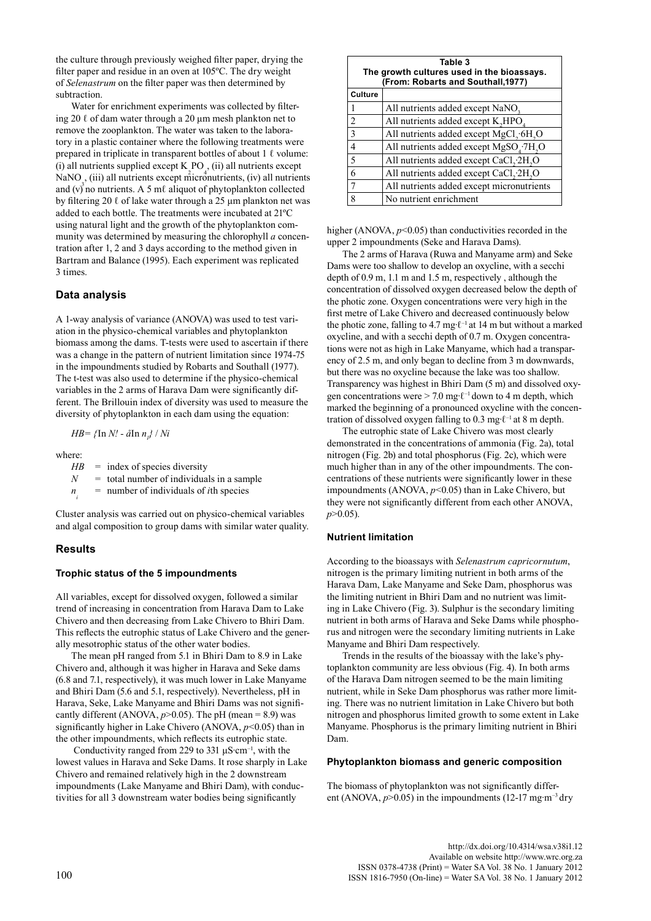the culture through previously weighed filter paper, drying the filter paper and residue in an oven at 105ºC. The dry weight of *Selenastrum* on the filter paper was then determined by subtraction.

Water for enrichment experiments was collected by filtering 20 ℓ of dam water through a 20 µm mesh plankton net to remove the zooplankton. The water was taken to the laboratory in a plastic container where the following treatments were prepared in triplicate in transparent bottles of about 1 ℓ volume: (i) all nutrients supplied except $K_2PO_4$, (ii) all nutrients except $NaNO_3$, (iii) all nutrients except micronutrients, (iv) all nutrients and (v) no nutrients. A 5 mℓ aliquot of phytoplankton collected by filtering 20 ℓ of lake water through a 25 µm plankton net was added to each bottle. The treatments were incubated at 21ºC using natural light and the growth of the phytoplankton community was determined by measuring the chlorophyll *a* concentration after 1, 2 and 3 days according to the method given in Bartram and Balance (1995). Each experiment was replicated 3 times.

## Data analysis

A 1-way analysis of variance (ANOVA) was used to test variation in the physico-chemical variables and phytoplankton biomass among the dams. T-tests were used to ascertain if there was a change in the pattern of nutrient limitation since 1974-75 in the impoundments studied by Robarts and Southall (1977). The t-test was also used to determine if the physico-chemical variables in the 2 arms of Harava Dam were significantly different. The Brillouin index of diversity was used to measure the diversity of phytoplankton in each dam using the equation:

$$HB = \{\ln N! - \hat{a}\ln n_i!\} / Ni$$

where:

- $HB$ = index of species diversity
- $N$ = total number of individuals in a sample
- $n_i$ = number of individuals of *i*th species

Cluster analysis was carried out on physico-chemical variables and algal composition to group dams with similar water quality.

## Results

### Trophic status of the 5 impoundments

All variables, except for dissolved oxygen, followed a similar trend of increasing in concentration from Harava Dam to Lake Chivero and then decreasing from Lake Chivero to Bhiri Dam. This reflects the eutrophic status of Lake Chivero and the generally mesotrophic status of the other water bodies.

The mean pH ranged from 5.1 in Bhiri Dam to 8.9 in Lake Chivero and, although it was higher in Harava and Seke dams (6.8 and 7.1, respectively), it was much lower in Lake Manyame and Bhiri Dam (5.6 and 5.1, respectively). Nevertheless, pH in Harava, Seke, Lake Manyame and Bhiri Dams was not significantly different (ANOVA, $p$>0.05). The pH (mean = 8.9) was significantly higher in Lake Chivero (ANOVA, $p$<0.05) than in the other impoundments, which reflects its eutrophic state.

Conductivity ranged from 229 to 331 µS·cm$^{-1}$, with the lowest values in Harava and Seke Dams. It rose sharply in Lake Chivero and remained relatively high in the 2 downstream impoundments (Lake Manyame and Bhiri Dam), with conductivities for all 3 downstream water bodies being significantly higher (ANOVA, $p$<0.05) than conductivities recorded in the upper 2 impoundments (Seke and Harava Dams).

The 2 arms of Harava (Ruwa and Manyame arm) and Seke Dams were too shallow to develop an oxycline, with a secchi depth of 0.9 m, 1.1 m and 1.5 m, respectively , although the concentration of dissolved oxygen decreased below the depth of the photic zone. Oxygen concentrations were very high in the first metre of Lake Chivero and decreased continuously below the photic zone, falling to 4.7 mg·ℓ$^{-1}$ at 14 m but without a marked oxycline, and with a secchi depth of 0.7 m. Oxygen concentrations were not as high in Lake Manyame, which had a transparency of 2.5 m, and only began to decline from 3 m downwards, but there was no oxycline because the lake was too shallow. Transparency was highest in Bhiri Dam (5 m) and dissolved oxygen concentrations were > 7.0 mg·ℓ$^{-1}$ down to 4 m depth, which marked the beginning of a pronounced oxycline with the concentration of dissolved oxygen falling to 0.3 mg·ℓ$^{-1}$ at 8 m depth.

The eutrophic state of Lake Chivero was most clearly demonstrated in the concentrations of ammonia (Fig. 2a), total nitrogen (Fig. 2b) and total phosphorus (Fig. 2c), which were much higher than in any of the other impoundments. The concentrations of these nutrients were significantly lower in these impoundments (ANOVA, $p$<0.05) than in Lake Chivero, but they were not significantly different from each other ANOVA, $p$>0.05).

### Nutrient limitation

According to the bioassays with *Selenastrum capricornutum*, nitrogen is the primary limiting nutrient in both arms of the Harava Dam, Lake Manyame and Seke Dam, phosphorus was the limiting nutrient in Bhiri Dam and no nutrient was limiting in Lake Chivero (Fig. 3). Sulphur is the secondary limiting nutrient in both arms of Harava and Seke Dams while phosphorus and nitrogen were the secondary limiting nutrients in Lake Manyame and Bhiri Dam respectively.

Trends in the results of the bioassay with the lake's phytoplankton community are less obvious (Fig. 4). In both arms of the Harava Dam nitrogen seemed to be the main limiting nutrient, while in Seke Dam phosphorus was rather more limiting. There was no nutrient limitation in Lake Chivero but both nitrogen and phosphorus limited growth to some extent in Lake Manyame. Phosphorus is the primary limiting nutrient in Bhiri Dam.

### Phytoplankton biomass and generic composition

The biomass of phytoplankton was not significantly different (ANOVA, $p$>0.05) in the impoundments (12-17 mg·m$^{-3}$ dry

**Table 3**
**The growth cultures used in the bioassays.**
**(From: Robarts and Southall,1977)**

| Culture | |
|---|---|
| 1 | All nutrients added except $NaNO_3$ |
| 2 | All nutrients added except $K_2HPO_4$ |
| 3 | All nutrients added except $MgCl_2{\cdot}6H_2O$ |
| 4 | All nutrients added except $MgSO_4{\cdot}7H_2O$ |
| 5 | All nutrients added except $CaCl_2{\cdot}2H_2O$ |
| 6 | All nutrients added except $CaCl_2{\cdot}2H_2O$ |
| 7 | All nutrients added except micronutrients |
| 8 | No nutrient enrichment |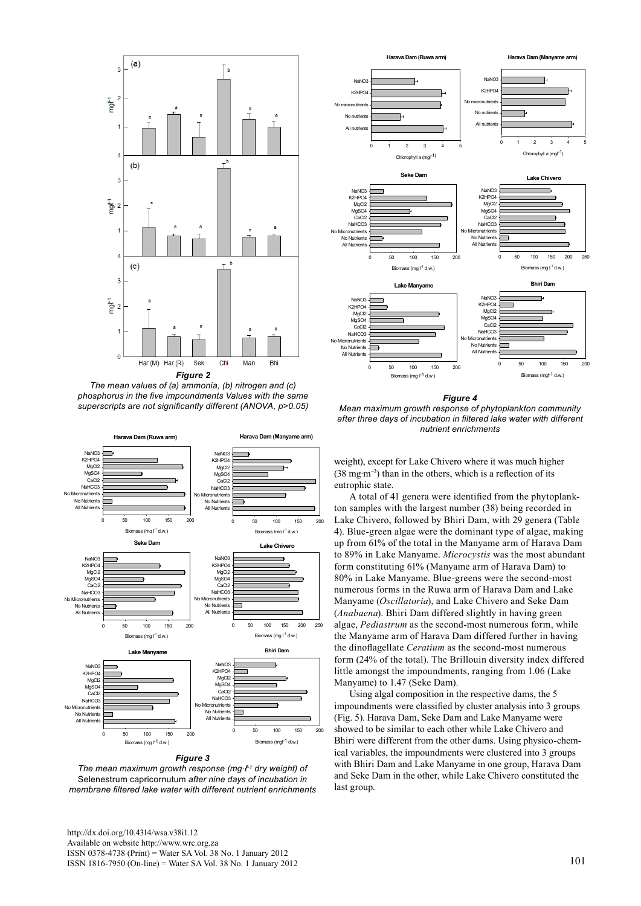*Figure 2*

*The mean values of (a) ammonia, (b) nitrogen and (c) phosphorus in the five impoundments Values with the same superscripts are not significantly different (ANOVA, p>0.05)*

*Figure 3*

*The mean maximum growth response (mg·ℓ⁻¹ dry weight) of* Selenestrum capricornutum *after nine days of incubation in membrane filtered lake water with different nutrient enrichments*

*Figure 4*

*Mean maximum growth response of phytoplankton community after three days of incubation in filtered lake water with different nutrient enrichments*

weight), except for Lake Chivero where it was much higher ($38\ mg \cdot m^{-3}$) than in the others, which is a reflection of its eutrophic state.

A total of 41 genera were identified from the phytoplankton samples with the largest number (38) being recorded in Lake Chivero, followed by Bhiri Dam, with 29 genera (Table 4). Blue-green algae were the dominant type of algae, making up from 61% of the total in the Manyame arm of Harava Dam to 89% in Lake Manyame. *Microcystis* was the most abundant form constituting 61% (Manyame arm of Harava Dam) to 80% in Lake Manyame. Blue-greens were the second-most numerous forms in the Ruwa arm of Harava Dam and Lake Manyame (*Oscillatoria*), and Lake Chivero and Seke Dam (*Anabaena*). Bhiri Dam differed slightly in having green algae, *Pediastrum* as the second-most numerous form, while the Manyame arm of Harava Dam differed further in having the dinoflagellate *Ceratium* as the second-most numerous form (24% of the total). The Brillouin diversity index differed little amongst the impoundments, ranging from 1.06 (Lake Manyame) to 1.47 (Seke Dam).

Using algal composition in the respective dams, the 5 impoundments were classified by cluster analysis into 3 groups (Fig. 5). Harava Dam, Seke Dam and Lake Manyame were showed to be similar to each other while Lake Chivero and Bhiri were different from the other dams. Using physico-chemical variables, the impoundments were clustered into 3 groups with Bhiri Dam and Lake Manyame in one group, Harava Dam and Seke Dam in the other, while Lake Chivero constituted the last group.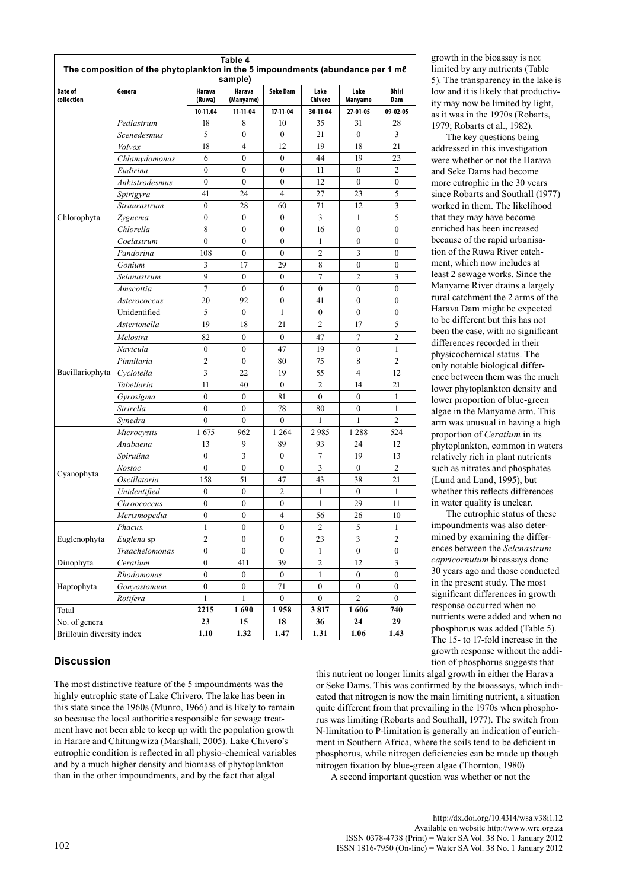**Table 4**
**The composition of the phytoplankton in the 5 impoundments (abundance per 1 mℓ sample)**

| Date of collection | Genera | Harava (Ruwa) | Harava (Manyame) | Seke Dam | Lake Chivero | Lake Manyame | Bhiri Dam |
|---|---|---|---|---|---|---|---|
| | | 10-11.04 | 11-11-04 | 17-11-04 | 30-11-04 | 27-01-05 | 09-02-05 |
| Chlorophyta | *Pediastrum* | 18 | 8 | 10 | 35 | 31 | 28 |
| | *Scenedesmus* | 5 | 0 | 0 | 21 | 0 | 3 |
| | *Volvox* | 18 | 4 | 12 | 19 | 18 | 21 |
| | *Chlamydomonas* | 6 | 0 | 0 | 44 | 19 | 23 |
| | *Eudirina* | 0 | 0 | 0 | 11 | 0 | 2 |
| | *Ankistrodesmus* | 0 | 0 | 0 | 12 | 0 | 0 |
| | *Spirigyra* | 41 | 24 | 4 | 27 | 23 | 5 |
| | *Straurastrum* | 0 | 28 | 60 | 71 | 12 | 3 |
| | *Zygnema* | 0 | 0 | 0 | 3 | 1 | 5 |
| | *Chlorella* | 8 | 0 | 0 | 16 | 0 | 0 |
| | *Coelastrum* | 0 | 0 | 0 | 1 | 0 | 0 |
| | *Pandorina* | 108 | 0 | 0 | 2 | 3 | 0 |
| | *Gonium* | 3 | 17 | 29 | 8 | 0 | 0 |
| | *Selanastrum* | 9 | 0 | 0 | 7 | 2 | 3 |
| | *Amscottia* | 7 | 0 | 0 | 0 | 0 | 0 |
| | *Asterococcus* | 20 | 92 | 0 | 41 | 0 | 0 |
| | Unidentified | 5 | 0 | 1 | 0 | 0 | 0 |
| Bacillariophyta | *Asterionella* | 19 | 18 | 21 | 2 | 17 | 5 |
| | *Melosira* | 82 | 0 | 0 | 47 | 7 | 2 |
| | *Navicula* | 0 | 0 | 47 | 19 | 0 | 1 |
| | *Pinnilaria* | 2 | 0 | 80 | 75 | 8 | 2 |
| | *Cyclotella* | 3 | 22 | 19 | 55 | 4 | 12 |
| | *Tabellaria* | 11 | 40 | 0 | 2 | 14 | 21 |
| | *Gyrosigma* | 0 | 0 | 81 | 0 | 0 | 1 |
| | *Sirirella* | 0 | 0 | 78 | 80 | 0 | 1 |
| | *Synedra* | 0 | 0 | 0 | 1 | 1 | 2 |
| Cyanophyta | *Microcystis* | 1 675 | 962 | 1 264 | 2 985 | 1 288 | 524 |
| | *Anabaena* | 13 | 9 | 89 | 93 | 24 | 12 |
| | *Spirulina* | 0 | 3 | 0 | 7 | 19 | 13 |
| | *Nostoc* | 0 | 0 | 0 | 3 | 0 | 2 |
| | *Oscillatoria* | 158 | 51 | 47 | 43 | 38 | 21 |
| | *Unidentified* | 0 | 0 | 2 | 1 | 0 | 1 |
| | *Chroococcus* | 0 | 0 | 0 | 1 | 29 | 11 |
| | *Merismopedia* | 0 | 0 | 4 | 56 | 26 | 10 |
| Euglenophyta | *Phacus.* | 1 | 0 | 0 | 2 | 5 | 1 |
| | *Euglena* sp | 2 | 0 | 0 | 23 | 3 | 2 |
| | *Traachelomonas* | 0 | 0 | 0 | 1 | 0 | 0 |
| Dinophyta | *Ceratium* | 0 | 411 | 39 | 2 | 12 | 3 |
| Haptophyta | *Rhodomonas* | 0 | 0 | 0 | 1 | 0 | 0 |
| | *Gonyostomum* | 0 | 0 | 71 | 0 | 0 | 0 |
| | *Rotifera* | 1 | 1 | 0 | 0 | 2 | 0 |
| Total | | **2215** | **1 690** | **1 958** | **3 817** | **1 606** | **740** |
| No. of genera | | **23** | **15** | **18** | **36** | **24** | **29** |
| Brillouin diversity index | | **1.10** | **1.32** | **1.47** | **1.31** | **1.06** | **1.43** |

## Discussion

The most distinctive feature of the 5 impoundments was the highly eutrophic state of Lake Chivero. The lake has been in this state since the 1960s (Munro, 1966) and is likely to remain so because the local authorities responsible for sewage treatment have not been able to keep up with the population growth in Harare and Chitungwiza (Marshall, 2005). Lake Chivero's eutrophic condition is reflected in all physio-chemical variables and by a much higher density and biomass of phytoplankton than in the other impoundments, and by the fact that algal growth in the bioassay is not limited by any nutrients (Table 5). The transparency in the lake is low and it is likely that productivity may now be limited by light, as it was in the 1970s (Robarts, 1979; Robarts et al., 1982).

The key questions being addressed in this investigation were whether or not the Harava and Seke Dams had become more eutrophic in the 30 years since Robarts and Southall (1977) worked in them. The likelihood that they may have become enriched has been increased because of the rapid urbanisation of the Ruwa River catchment, which now includes at least 2 sewage works. Since the Manyame River drains a largely rural catchment the 2 arms of the Harava Dam might be expected to be different but this has not been the case, with no significant differences recorded in their physicochemical status. The only notable biological difference between them was the much lower phytoplankton density and lower proportion of blue-green algae in the Manyame arm. This arm was unusual in having a high proportion of *Ceratium* in its phytoplankton, common in waters relatively rich in plant nutrients such as nitrates and phosphates (Lund and Lund, 1995), but whether this reflects differences in water quality is unclear.

The eutrophic status of these impoundments was also determined by examining the differences between the *Selenastrum capricornutum* bioassays done 30 years ago and those conducted in the present study. The most significant differences in growth response occurred when no nutrients were added and when no phosphorus was added (Table 5). The 15- to 17-fold increase in the growth response without the addition of phosphorus suggests that this nutrient no longer limits algal growth in either the Harava or Seke Dams. This was confirmed by the bioassays, which indicated that nitrogen is now the main limiting nutrient, a situation quite different from that prevailing in the 1970s when phosphorus was limiting (Robarts and Southall, 1977). The switch from N-limitation to P-limitation is generally an indication of enrichment in Southern Africa, where the soils tend to be deficient in phosphorus, while nitrogen deficiencies can be made up though nitrogen fixation by blue-green algae (Thornton, 1980)

A second important question was whether or not the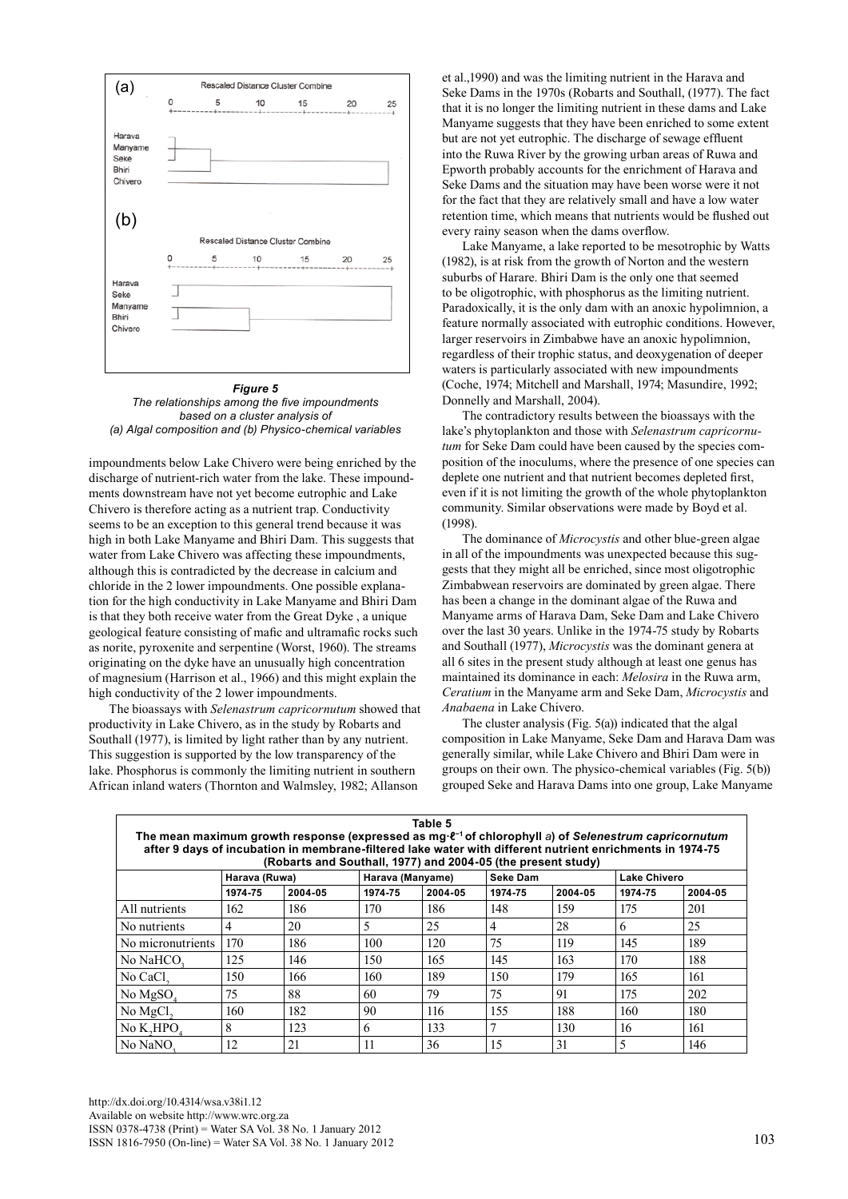(a)

Rescaled Distance Cluster Combine

0 5 10 15 20 25

Harava
Manyame
Seke
Bhiri
Chivero

(b)

Rescaled Distance Cluster Combine

0 5 10 15 20 25

Harava
Seke
Manyame
Bhiri
Chivero

***Figure 5***
*The relationships among the five impoundments based on a cluster analysis of (a) Algal composition and (b) Physico-chemical variables*

impoundments below Lake Chivero were being enriched by the discharge of nutrient-rich water from the lake. These impoundments downstream have not yet become eutrophic and Lake Chivero is therefore acting as a nutrient trap. Conductivity seems to be an exception to this general trend because it was high in both Lake Manyame and Bhiri Dam. This suggests that water from Lake Chivero was affecting these impoundments, although this is contradicted by the decrease in calcium and chloride in the 2 lower impoundments. One possible explanation for the high conductivity in Lake Manyame and Bhiri Dam is that they both receive water from the Great Dyke , a unique geological feature consisting of mafic and ultramafic rocks such as norite, pyroxenite and serpentine (Worst, 1960). The streams originating on the dyke have an unusually high concentration of magnesium (Harrison et al., 1966) and this might explain the high conductivity of the 2 lower impoundments.

The bioassays with *Selenastrum capricornutum* showed that productivity in Lake Chivero, as in the study by Robarts and Southall (1977), is limited by light rather than by any nutrient. This suggestion is supported by the low transparency of the lake. Phosphorus is commonly the limiting nutrient in southern African inland waters (Thornton and Walmsley, 1982; Allanson et al.,1990) and was the limiting nutrient in the Harava and Seke Dams in the 1970s (Robarts and Southall, (1977). The fact that it is no longer the limiting nutrient in these dams and Lake Manyame suggests that they have been enriched to some extent but are not yet eutrophic. The discharge of sewage effluent into the Ruwa River by the growing urban areas of Ruwa and Epworth probably accounts for the enrichment of Harava and Seke Dams and the situation may have been worse were it not for the fact that they are relatively small and have a low water retention time, which means that nutrients would be flushed out every rainy season when the dams overflow.

Lake Manyame, a lake reported to be mesotrophic by Watts (1982), is at risk from the growth of Norton and the western suburbs of Harare. Bhiri Dam is the only one that seemed to be oligotrophic, with phosphorus as the limiting nutrient. Paradoxically, it is the only dam with an anoxic hypolimnion, a feature normally associated with eutrophic conditions. However, larger reservoirs in Zimbabwe have an anoxic hypolimnion, regardless of their trophic status, and deoxygenation of deeper waters is particularly associated with new impoundments (Coche, 1974; Mitchell and Marshall, 1974; Masundire, 1992; Donnelly and Marshall, 2004).

The contradictory results between the bioassays with the lake's phytoplankton and those with *Selenastrum capricornutum* for Seke Dam could have been caused by the species composition of the inoculums, where the presence of one species can deplete one nutrient and that nutrient becomes depleted first, even if it is not limiting the growth of the whole phytoplankton community. Similar observations were made by Boyd et al. (1998).

The dominance of *Microcystis* and other blue-green algae in all of the impoundments was unexpected because this suggests that they might all be enriched, since most oligotrophic Zimbabwean reservoirs are dominated by green algae. There has been a change in the dominant algae of the Ruwa and Manyame arms of Harava Dam, Seke Dam and Lake Chivero over the last 30 years. Unlike in the 1974-75 study by Robarts and Southall (1977), *Microcystis* was the dominant genera at all 6 sites in the present study although at least one genus has maintained its dominance in each: *Melosira* in the Ruwa arm, *Ceratium* in the Manyame arm and Seke Dam, *Microcystis* and *Anabaena* in Lake Chivero.

The cluster analysis (Fig. 5(a)) indicated that the algal composition in Lake Manyame, Seke Dam and Harava Dam was generally similar, while Lake Chivero and Bhiri Dam were in groups on their own. The physico-chemical variables (Fig. 5(b)) grouped Seke and Harava Dams into one group, Lake Manyame

**Table 5**
**The mean maximum growth response (expressed as mg·ℓ⁻¹ of chlorophyll *a*) of *Selenestrum capricornutum* after 9 days of incubation in membrane-filtered lake water with different nutrient enrichments in 1974-75 (Robarts and Southall, 1977) and 2004-05 (the present study)**

| | Harava (Ruwa) | | Harava (Manyame) | | Seke Dam | | Lake Chivero | |
|---|---|---|---|---|---|---|---|---|
| | 1974-75 | 2004-05 | 1974-75 | 2004-05 | 1974-75 | 2004-05 | 1974-75 | 2004-05 |
| All nutrients | 162 | 186 | 170 | 186 | 148 | 159 | 175 | 201 |
| No nutrients | 4 | 20 | 5 | 25 | 4 | 28 | 6 | 25 |
| No micronutrients | 170 | 186 | 100 | 120 | 75 | 119 | 145 | 189 |
| No $NaHCO_3$ | 125 | 146 | 150 | 165 | 145 | 163 | 170 | 188 |
| No $CaCl_2$ | 150 | 166 | 160 | 189 | 150 | 179 | 165 | 161 |
| No $MgSO_4$ | 75 | 88 | 60 | 79 | 75 | 91 | 175 | 202 |
| No $MgCl_2$ | 160 | 182 | 90 | 116 | 155 | 188 | 160 | 180 |
| No $K_2HPO_4$ | 8 | 123 | 6 | 133 | 7 | 130 | 16 | 161 |
| No $NaNO_3$ | 12 | 21 | 11 | 36 | 15 | 31 | 5 | 146 |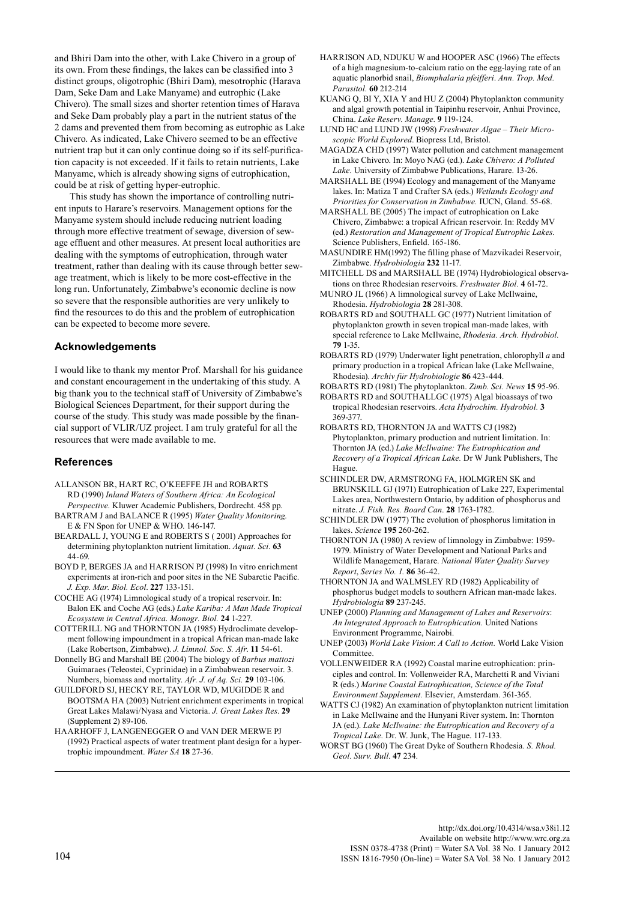and Bhiri Dam into the other, with Lake Chivero in a group of its own. From these findings, the lakes can be classified into 3 distinct groups, oligotrophic (Bhiri Dam), mesotrophic (Harava Dam, Seke Dam and Lake Manyame) and eutrophic (Lake Chivero). The small sizes and shorter retention times of Harava and Seke Dam probably play a part in the nutrient status of the 2 dams and prevented them from becoming as eutrophic as Lake Chivero. As indicated, Lake Chivero seemed to be an effective nutrient trap but it can only continue doing so if its self-purification capacity is not exceeded. If it fails to retain nutrients, Lake Manyame, which is already showing signs of eutrophication, could be at risk of getting hyper-eutrophic.

This study has shown the importance of controlling nutrient inputs to Harare's reservoirs. Management options for the Manyame system should include reducing nutrient loading through more effective treatment of sewage, diversion of sewage effluent and other measures. At present local authorities are dealing with the symptoms of eutrophication, through water treatment, rather than dealing with its cause through better sewage treatment, which is likely to be more cost-effective in the long run. Unfortunately, Zimbabwe's economic decline is now so severe that the responsible authorities are very unlikely to find the resources to do this and the problem of eutrophication can be expected to become more severe.

## Acknowledgements

I would like to thank my mentor Prof. Marshall for his guidance and constant encouragement in the undertaking of this study. A big thank you to the technical staff of University of Zimbabwe's Biological Sciences Department, for their support during the course of the study. This study was made possible by the financial support of VLIR/UZ project. I am truly grateful for all the resources that were made available to me.

## References

ALLANSON BR, HART RC, O'KEEFFE JH and ROBARTS RD (1990) *Inland Waters of Southern Africa: An Ecological Perspective.* Kluwer Academic Publishers, Dordrecht. 458 pp.

BARTRAM J and BALANCE R (1995) *Water Quality Monitoring.* E & FN Spon for UNEP & WHO. 146-147.

BEARDALL J, YOUNG E and ROBERTS S ( 2001) Approaches for determining phytoplankton nutrient limitation. *Aquat. Sci*. **63** 44-69.

BOYD P, BERGES JA and HARRISON PJ (1998) In vitro enrichment experiments at iron-rich and poor sites in the NE Subarctic Pacific. *J. Exp. Mar. Biol. Ecol*. **227** 133-151.

COCHE AG (1974) Limnological study of a tropical reservoir. In: Balon EK and Coche AG (eds.) *Lake Kariba: A Man Made Tropical Ecosystem in Central Africa. Monogr. Biol.* **24** 1-227.

COTTERILL NG and THORNTON JA (1985) Hydroclimate development following impoundment in a tropical African man-made lake (Lake Robertson, Zimbabwe). *J. Limnol. Soc. S. Afr*. **11** 54-61.

Donnelly BG and Marshall BE (2004) The biology of *Barbus mattozi* Guimaraes (Teleostei, Cyprinidae) in a Zimbabwean reservoir. 3. Numbers, biomass and mortality. *Afr. J. of Aq. Sci.* **29** 103-106.

GUILDFORD SJ, HECKY RE, TAYLOR WD, MUGIDDE R and BOOTSMA HA (2003) Nutrient enrichment experiments in tropical Great Lakes Malawi/Nyasa and Victoria. *J. Great Lakes Res*. **29** (Supplement 2) 89-106.

HAARHOFF J, LANGENEGGER O and VAN DER MERWE PJ (1992) Practical aspects of water treatment plant design for a hypertrophic impoundment. *Water SA* **18** 27-36.

HARRISON AD, NDUKU W and HOOPER ASC (1966) The effects of a high magnesium-to-calcium ratio on the egg-laying rate of an aquatic planorbid snail, *Biomphalaria pfeifferi*. *Ann. Trop. Med. Parasitol.* **60** 212-214

KUANG Q, BI Y, XIA Y and HU Z (2004) Phytoplankton community and algal growth potential in Taipinhu reservoir, Anhui Province, China. *Lake Reserv. Manage*. **9** 119-124.

LUND HC and LUND JW (1998) *Freshwater Algae – Their Microscopic World Explored*. Biopress Ltd, Bristol.

MAGADZA CHD (1997) Water pollution and catchment management in Lake Chivero. In: Moyo NAG (ed.). *Lake Chivero: A Polluted Lake.* University of Zimbabwe Publications, Harare. 13-26.

MARSHALL BE (1994) Ecology and management of the Manyame lakes. In: Matiza T and Crafter SA (eds.) *Wetlands Ecology and Priorities for Conservation in Zimbabwe.* IUCN, Gland. 55-68.

MARSHALL BE (2005) The impact of eutrophication on Lake Chivero, Zimbabwe: a tropical African reservoir. In: Reddy MV (ed.) *Restoration and Management of Tropical Eutrophic Lakes.* Science Publishers, Enfield. 165-186.

MASUNDIRE HM(1992) The filling phase of Mazvikadei Reservoir, Zimbabwe. *Hydrobiologia* **232** 11-17.

MITCHELL DS and MARSHALL BE (1974) Hydrobiological observations on three Rhodesian reservoirs. *Freshwater Biol.* **4** 61-72.

MUNRO JL (1966) A limnological survey of Lake McIlwaine, Rhodesia. *Hydrobiologia* **28** 281-308.

ROBARTS RD and SOUTHALL GC (1977) Nutrient limitation of phytoplankton growth in seven tropical man-made lakes, with special reference to Lake McIlwaine, *Rhodesia. Arch. Hydrobiol.* **79** 1-35.

ROBARTS RD (1979) Underwater light penetration, chlorophyll *a* and primary production in a tropical African lake (Lake McIlwaine, Rhodesia). *Archiv für Hydrobiologie* **86** 423-444.

ROBARTS RD (1981) The phytoplankton. *Zimb. Sci. News* **15** 95-96.

ROBARTS RD and SOUTHALLGC (1975) Algal bioassays of two tropical Rhodesian reservoirs. *Acta Hydrochim. Hydrobiol.* **3** 369-377.

ROBARTS RD, THORNTON JA and WATTS CJ (1982) Phytoplankton, primary production and nutrient limitation. In: Thornton JA (ed.) *Lake McIlwaine: The Eutrophication and Recovery of a Tropical African Lake.* Dr W Junk Publishers, The Hague.

SCHINDLER DW, ARMSTRONG FA, HOLMGREN SK and BRUNSKILL GJ (1971) Eutrophication of Lake 227, Experimental Lakes area, Northwestern Ontario, by addition of phosphorus and nitrate. *J. Fish. Res. Board Can*. **28** 1763-1782.

SCHINDLER DW (1977) The evolution of phosphorus limitation in lakes. *Science* **195** 260-262.

THORNTON JA (1980) A review of limnology in Zimbabwe: 1959-1979. Ministry of Water Development and National Parks and Wildlife Management, Harare. *National Water Quality Survey Report*, *Series No. 1.* **86** 36-42.

THORNTON JA and WALMSLEY RD (1982) Applicability of phosphorus budget models to southern African man-made lakes. *Hydrobiologia* **89** 237-245.

UNEP (2000) *Planning and Management of Lakes and Reservoirs*: *An Integrated Approach to Eutrophication.* United Nations Environment Programme, Nairobi.

UNEP (2003) *World Lake Vision*: *A Call to Action.* World Lake Vision Committee.

VOLLENWEIDER RA (1992) Coastal marine eutrophication: principles and control. In: Vollenweider RA, Marchetti R and Viviani R (eds.) *Marine Coastal Eutrophication, Science of the Total Environment Supplement.* Elsevier, Amsterdam. 361-365.

WATTS CJ (1982) An examination of phytoplankton nutrient limitation in Lake McIlwaine and the Hunyani River system. In: Thornton JA (ed.). *Lake McIlwaine: the Eutrophication and Recovery of a Tropical Lake.* Dr. W. Junk, The Hague. 117-133.

WORST BG (1960) The Great Dyke of Southern Rhodesia. *S. Rhod. Geol. Surv. Bull*. **47** 234.